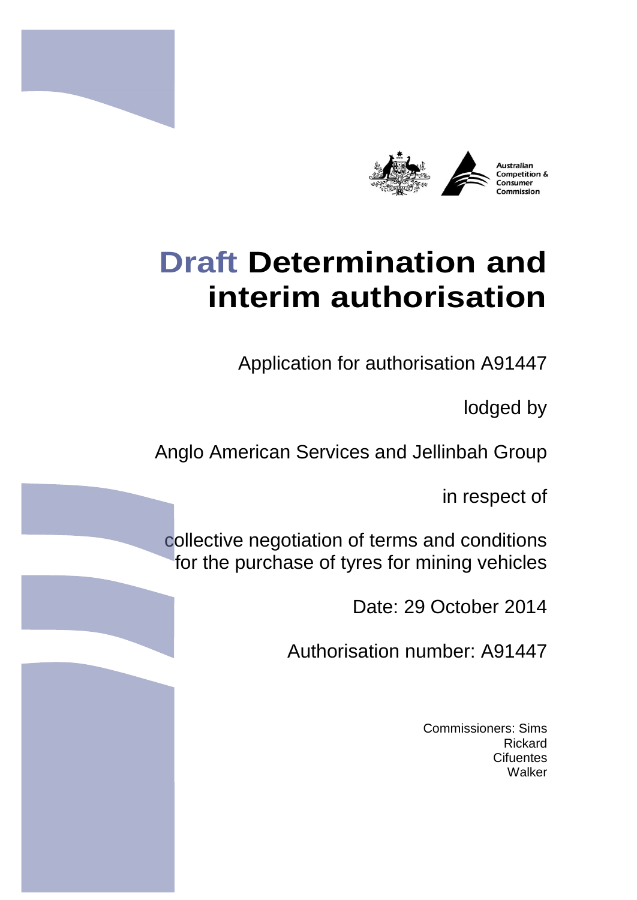Australian Competition & Consumer Commission

# Draft Determination and interim authorisation

Application for authorisation A91447

lodged by

Anglo American Services and Jellinbah Group

in respect of

collective negotiation of terms and conditions for the purchase of tyres for mining vehicles

Date: 29 October 2014

Authorisation number: A91447

Commissioners: Sims
Rickard
Cifuentes
Walker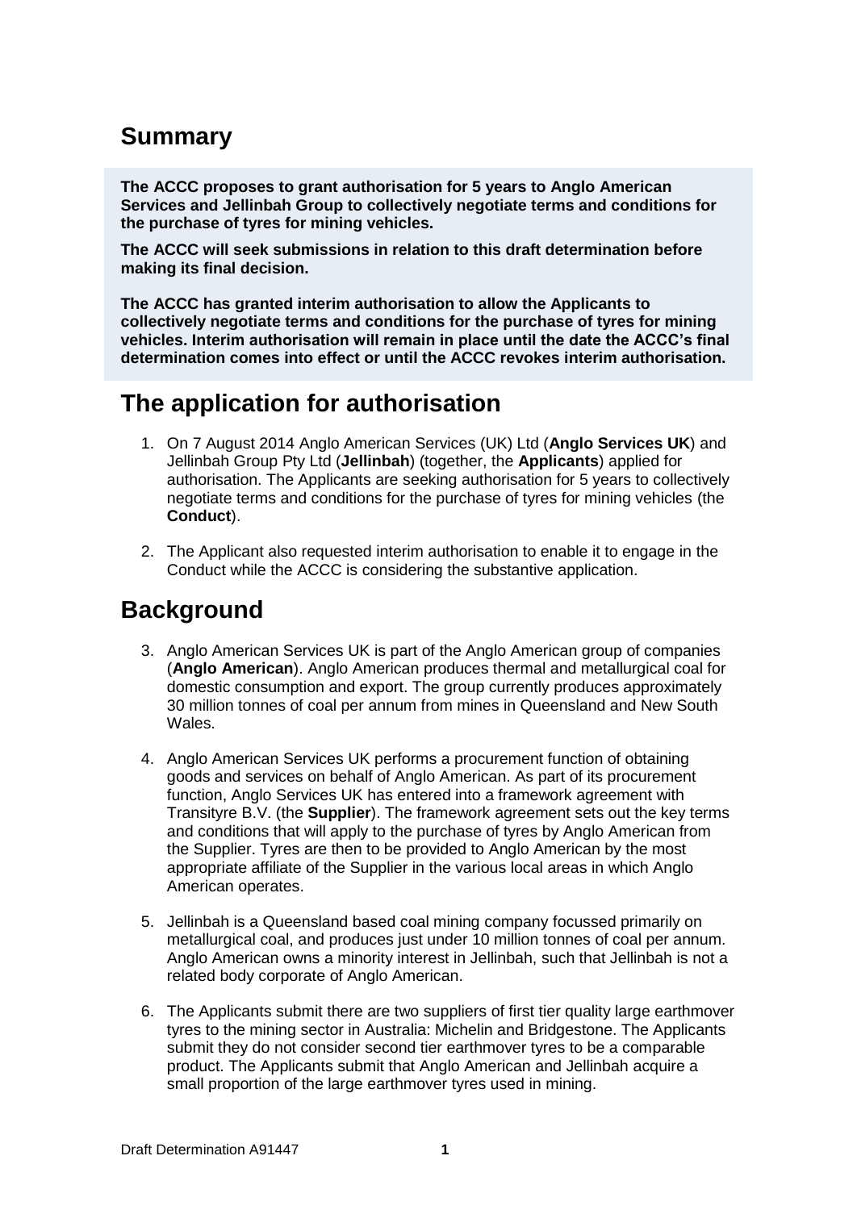## Summary

**The ACCC proposes to grant authorisation for 5 years to Anglo American Services and Jellinbah Group to collectively negotiate terms and conditions for the purchase of tyres for mining vehicles.**

**The ACCC will seek submissions in relation to this draft determination before making its final decision.**

**The ACCC has granted interim authorisation to allow the Applicants to collectively negotiate terms and conditions for the purchase of tyres for mining vehicles. Interim authorisation will remain in place until the date the ACCC's final determination comes into effect or until the ACCC revokes interim authorisation.**

## The application for authorisation

1. On 7 August 2014 Anglo American Services (UK) Ltd (**Anglo Services UK**) and Jellinbah Group Pty Ltd (**Jellinbah**) (together, the **Applicants**) applied for authorisation. The Applicants are seeking authorisation for 5 years to collectively negotiate terms and conditions for the purchase of tyres for mining vehicles (the **Conduct**).

2. The Applicant also requested interim authorisation to enable it to engage in the Conduct while the ACCC is considering the substantive application.

## Background

3. Anglo American Services UK is part of the Anglo American group of companies (**Anglo American**). Anglo American produces thermal and metallurgical coal for domestic consumption and export. The group currently produces approximately 30 million tonnes of coal per annum from mines in Queensland and New South Wales.

4. Anglo American Services UK performs a procurement function of obtaining goods and services on behalf of Anglo American. As part of its procurement function, Anglo Services UK has entered into a framework agreement with Transityre B.V. (the **Supplier**). The framework agreement sets out the key terms and conditions that will apply to the purchase of tyres by Anglo American from the Supplier. Tyres are then to be provided to Anglo American by the most appropriate affiliate of the Supplier in the various local areas in which Anglo American operates.

5. Jellinbah is a Queensland based coal mining company focussed primarily on metallurgical coal, and produces just under 10 million tonnes of coal per annum. Anglo American owns a minority interest in Jellinbah, such that Jellinbah is not a related body corporate of Anglo American.

6. The Applicants submit there are two suppliers of first tier quality large earthmover tyres to the mining sector in Australia: Michelin and Bridgestone. The Applicants submit they do not consider second tier earthmover tyres to be a comparable product. The Applicants submit that Anglo American and Jellinbah acquire a small proportion of the large earthmover tyres used in mining.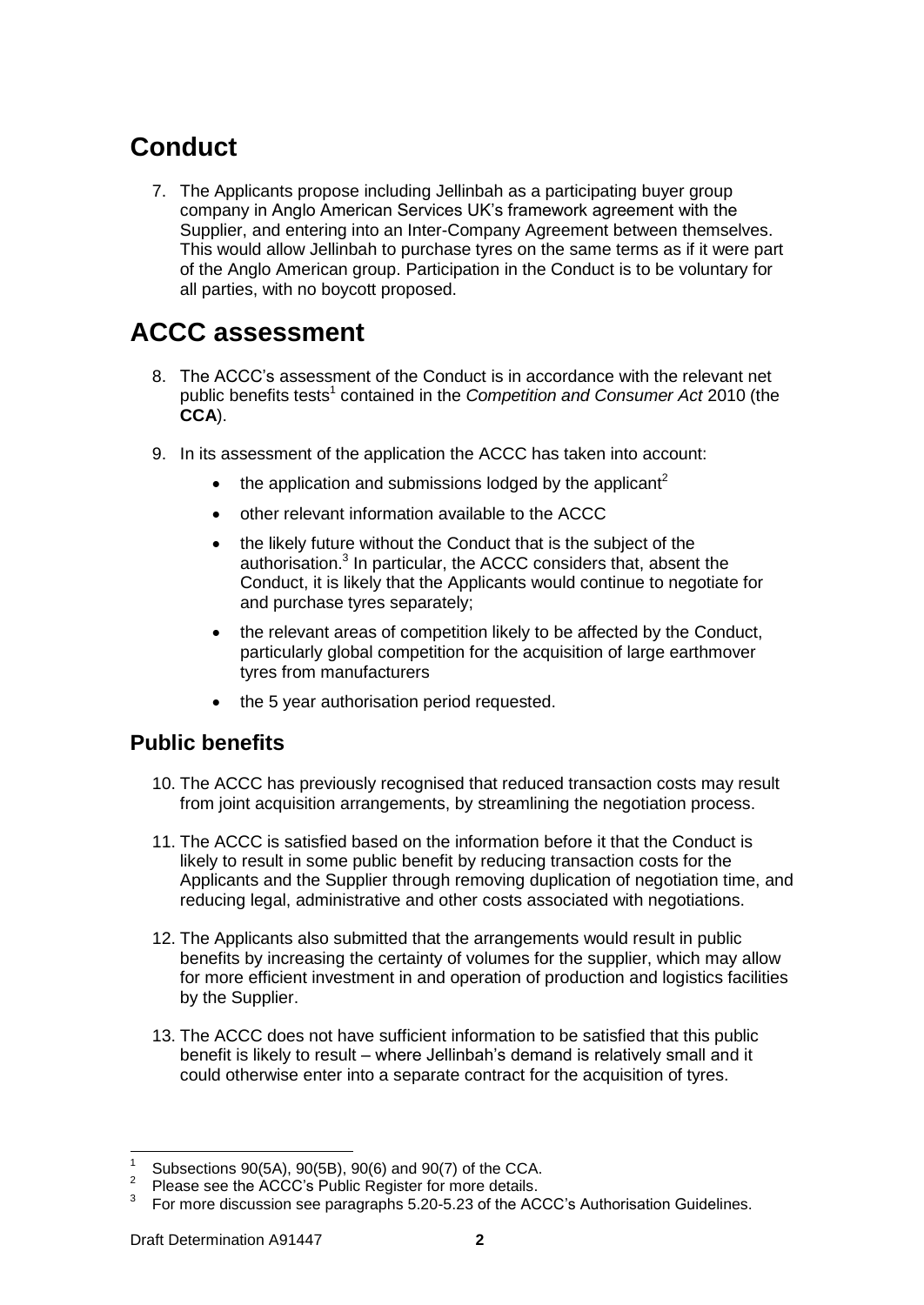# Conduct

7. The Applicants propose including Jellinbah as a participating buyer group company in Anglo American Services UK's framework agreement with the Supplier, and entering into an Inter-Company Agreement between themselves. This would allow Jellinbah to purchase tyres on the same terms as if it were part of the Anglo American group. Participation in the Conduct is to be voluntary for all parties, with no boycott proposed.

# ACCC assessment

8. The ACCC's assessment of the Conduct is in accordance with the relevant net public benefits tests[1] contained in the *Competition and Consumer Act* 2010 (the **CCA**).

9. In its assessment of the application the ACCC has taken into account:

   - the application and submissions lodged by the applicant[2]
   - other relevant information available to the ACCC
   - the likely future without the Conduct that is the subject of the authorisation.[3] In particular, the ACCC considers that, absent the Conduct, it is likely that the Applicants would continue to negotiate for and purchase tyres separately;
   - the relevant areas of competition likely to be affected by the Conduct, particularly global competition for the acquisition of large earthmover tyres from manufacturers
   - the 5 year authorisation period requested.

## Public benefits

10. The ACCC has previously recognised that reduced transaction costs may result from joint acquisition arrangements, by streamlining the negotiation process.

11. The ACCC is satisfied based on the information before it that the Conduct is likely to result in some public benefit by reducing transaction costs for the Applicants and the Supplier through removing duplication of negotiation time, and reducing legal, administrative and other costs associated with negotiations.

12. The Applicants also submitted that the arrangements would result in public benefits by increasing the certainty of volumes for the supplier, which may allow for more efficient investment in and operation of production and logistics facilities by the Supplier.

13. The ACCC does not have sufficient information to be satisfied that this public benefit is likely to result – where Jellinbah's demand is relatively small and it could otherwise enter into a separate contract for the acquisition of tyres.

---

[1] Subsections 90(5A), 90(5B), 90(6) and 90(7) of the CCA.

[2] Please see the ACCC's Public Register for more details.

[3] For more discussion see paragraphs 5.20-5.23 of the ACCC's Authorisation Guidelines.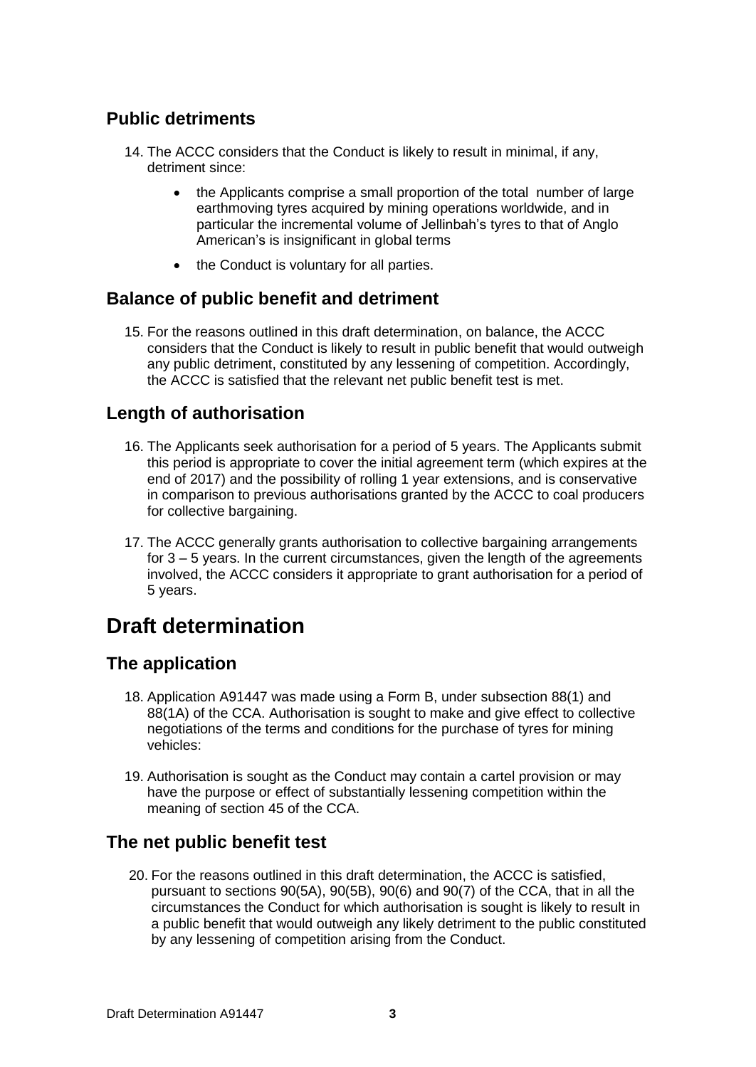## Public detriments

14. The ACCC considers that the Conduct is likely to result in minimal, if any, detriment since:

    - the Applicants comprise a small proportion of the total number of large earthmoving tyres acquired by mining operations worldwide, and in particular the incremental volume of Jellinbah's tyres to that of Anglo American's is insignificant in global terms
    - the Conduct is voluntary for all parties.

## Balance of public benefit and detriment

15. For the reasons outlined in this draft determination, on balance, the ACCC considers that the Conduct is likely to result in public benefit that would outweigh any public detriment, constituted by any lessening of competition. Accordingly, the ACCC is satisfied that the relevant net public benefit test is met.

## Length of authorisation

16. The Applicants seek authorisation for a period of 5 years. The Applicants submit this period is appropriate to cover the initial agreement term (which expires at the end of 2017) and the possibility of rolling 1 year extensions, and is conservative in comparison to previous authorisations granted by the ACCC to coal producers for collective bargaining.

17. The ACCC generally grants authorisation to collective bargaining arrangements for 3 – 5 years. In the current circumstances, given the length of the agreements involved, the ACCC considers it appropriate to grant authorisation for a period of 5 years.

# Draft determination

## The application

18. Application A91447 was made using a Form B, under subsection 88(1) and 88(1A) of the CCA. Authorisation is sought to make and give effect to collective negotiations of the terms and conditions for the purchase of tyres for mining vehicles:

19. Authorisation is sought as the Conduct may contain a cartel provision or may have the purpose or effect of substantially lessening competition within the meaning of section 45 of the CCA.

## The net public benefit test

20. For the reasons outlined in this draft determination, the ACCC is satisfied, pursuant to sections 90(5A), 90(5B), 90(6) and 90(7) of the CCA, that in all the circumstances the Conduct for which authorisation is sought is likely to result in a public benefit that would outweigh any likely detriment to the public constituted by any lessening of competition arising from the Conduct.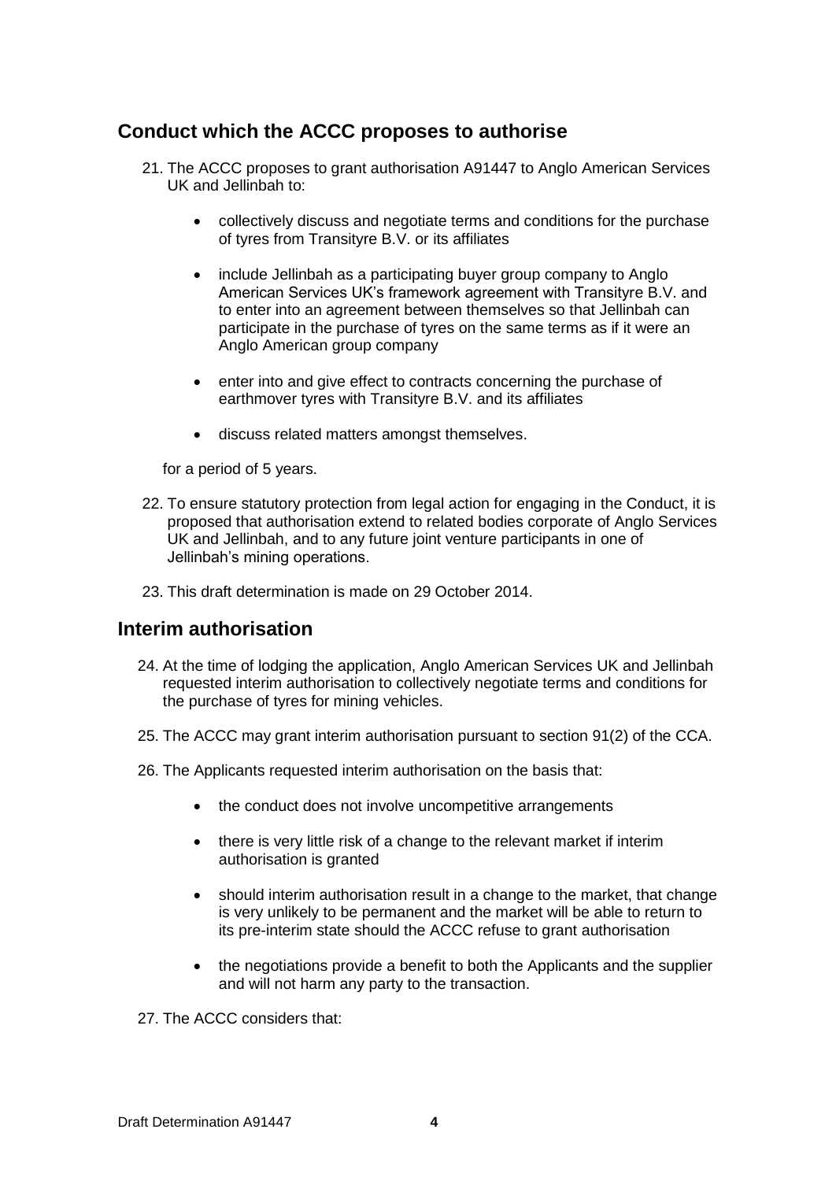## Conduct which the ACCC proposes to authorise

21. The ACCC proposes to grant authorisation A91447 to Anglo American Services UK and Jellinbah to:

    - collectively discuss and negotiate terms and conditions for the purchase of tyres from Transityre B.V. or its affiliates
    - include Jellinbah as a participating buyer group company to Anglo American Services UK's framework agreement with Transityre B.V. and to enter into an agreement between themselves so that Jellinbah can participate in the purchase of tyres on the same terms as if it were an Anglo American group company
    - enter into and give effect to contracts concerning the purchase of earthmover tyres with Transityre B.V. and its affiliates
    - discuss related matters amongst themselves.

    for a period of 5 years.

22. To ensure statutory protection from legal action for engaging in the Conduct, it is proposed that authorisation extend to related bodies corporate of Anglo Services UK and Jellinbah, and to any future joint venture participants in one of Jellinbah's mining operations.

23. This draft determination is made on 29 October 2014.

## Interim authorisation

24. At the time of lodging the application, Anglo American Services UK and Jellinbah requested interim authorisation to collectively negotiate terms and conditions for the purchase of tyres for mining vehicles.

25. The ACCC may grant interim authorisation pursuant to section 91(2) of the CCA.

26. The Applicants requested interim authorisation on the basis that:

    - the conduct does not involve uncompetitive arrangements
    - there is very little risk of a change to the relevant market if interim authorisation is granted
    - should interim authorisation result in a change to the market, that change is very unlikely to be permanent and the market will be able to return to its pre-interim state should the ACCC refuse to grant authorisation
    - the negotiations provide a benefit to both the Applicants and the supplier and will not harm any party to the transaction.

27. The ACCC considers that: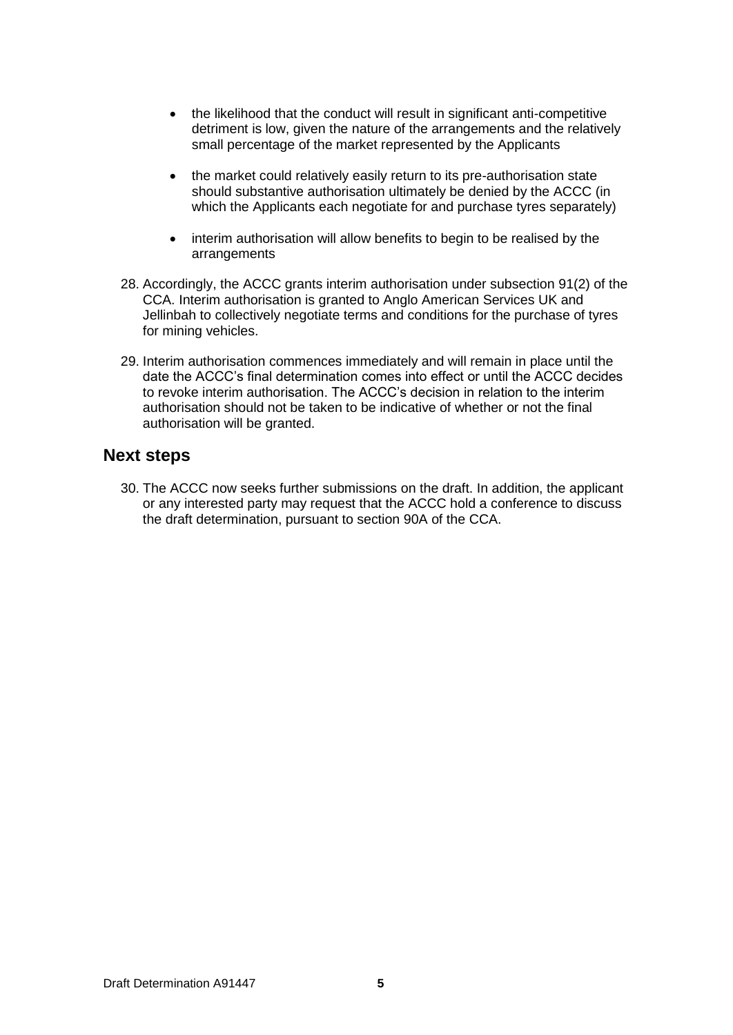- the likelihood that the conduct will result in significant anti-competitive detriment is low, given the nature of the arrangements and the relatively small percentage of the market represented by the Applicants
- the market could relatively easily return to its pre-authorisation state should substantive authorisation ultimately be denied by the ACCC (in which the Applicants each negotiate for and purchase tyres separately)
- interim authorisation will allow benefits to begin to be realised by the arrangements

28. Accordingly, the ACCC grants interim authorisation under subsection 91(2) of the CCA. Interim authorisation is granted to Anglo American Services UK and Jellinbah to collectively negotiate terms and conditions for the purchase of tyres for mining vehicles.

29. Interim authorisation commences immediately and will remain in place until the date the ACCC's final determination comes into effect or until the ACCC decides to revoke interim authorisation. The ACCC's decision in relation to the interim authorisation should not be taken to be indicative of whether or not the final authorisation will be granted.

## Next steps

30. The ACCC now seeks further submissions on the draft. In addition, the applicant or any interested party may request that the ACCC hold a conference to discuss the draft determination, pursuant to section 90A of the CCA.